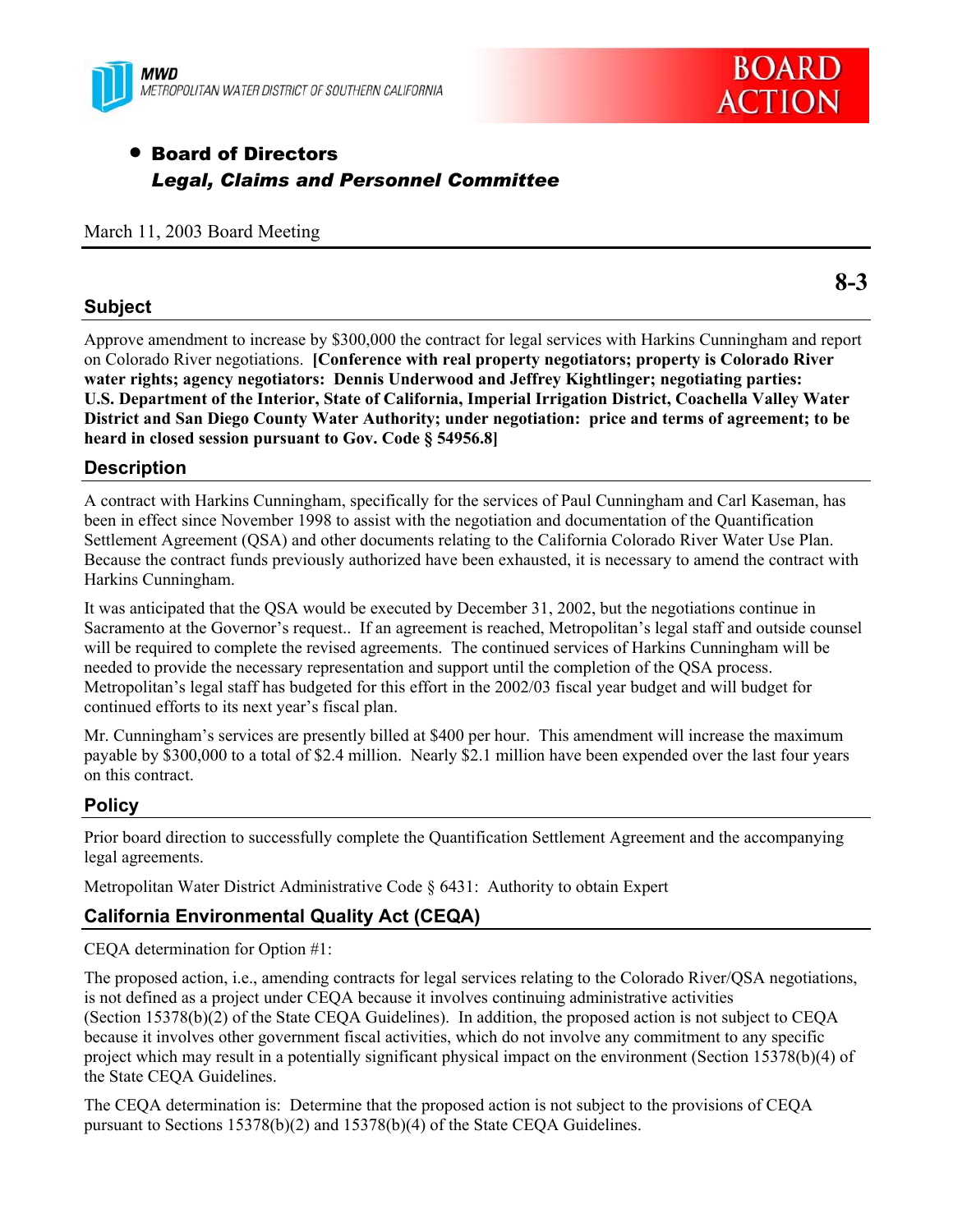MWD
METROPOLITAN WATER DISTRICT OF SOUTHERN CALIFORNIA

**BOARD ACTION**

- **Board of Directors**
  ***Legal, Claims and Personnel Committee***

March 11, 2003 Board Meeting

**8-3**

## Subject

Approve amendment to increase by $300,000 the contract for legal services with Harkins Cunningham and report on Colorado River negotiations. **[Conference with real property negotiators; property is Colorado River water rights; agency negotiators: Dennis Underwood and Jeffrey Kightlinger; negotiating parties: U.S. Department of the Interior, State of California, Imperial Irrigation District, Coachella Valley Water District and San Diego County Water Authority; under negotiation: price and terms of agreement; to be heard in closed session pursuant to Gov. Code § 54956.8]**

## Description

A contract with Harkins Cunningham, specifically for the services of Paul Cunningham and Carl Kaseman, has been in effect since November 1998 to assist with the negotiation and documentation of the Quantification Settlement Agreement (QSA) and other documents relating to the California Colorado River Water Use Plan. Because the contract funds previously authorized have been exhausted, it is necessary to amend the contract with Harkins Cunningham.

It was anticipated that the QSA would be executed by December 31, 2002, but the negotiations continue in Sacramento at the Governor's request.. If an agreement is reached, Metropolitan's legal staff and outside counsel will be required to complete the revised agreements. The continued services of Harkins Cunningham will be needed to provide the necessary representation and support until the completion of the QSA process. Metropolitan's legal staff has budgeted for this effort in the 2002/03 fiscal year budget and will budget for continued efforts to its next year's fiscal plan.

Mr. Cunningham's services are presently billed at $400 per hour. This amendment will increase the maximum payable by $300,000 to a total of $2.4 million. Nearly $2.1 million have been expended over the last four years on this contract.

## Policy

Prior board direction to successfully complete the Quantification Settlement Agreement and the accompanying legal agreements.

Metropolitan Water District Administrative Code § 6431: Authority to obtain Expert

## California Environmental Quality Act (CEQA)

CEQA determination for Option #1:

The proposed action, i.e., amending contracts for legal services relating to the Colorado River/QSA negotiations, is not defined as a project under CEQA because it involves continuing administrative activities (Section 15378(b)(2) of the State CEQA Guidelines). In addition, the proposed action is not subject to CEQA because it involves other government fiscal activities, which do not involve any commitment to any specific project which may result in a potentially significant physical impact on the environment (Section 15378(b)(4) of the State CEQA Guidelines.

The CEQA determination is: Determine that the proposed action is not subject to the provisions of CEQA pursuant to Sections 15378(b)(2) and 15378(b)(4) of the State CEQA Guidelines.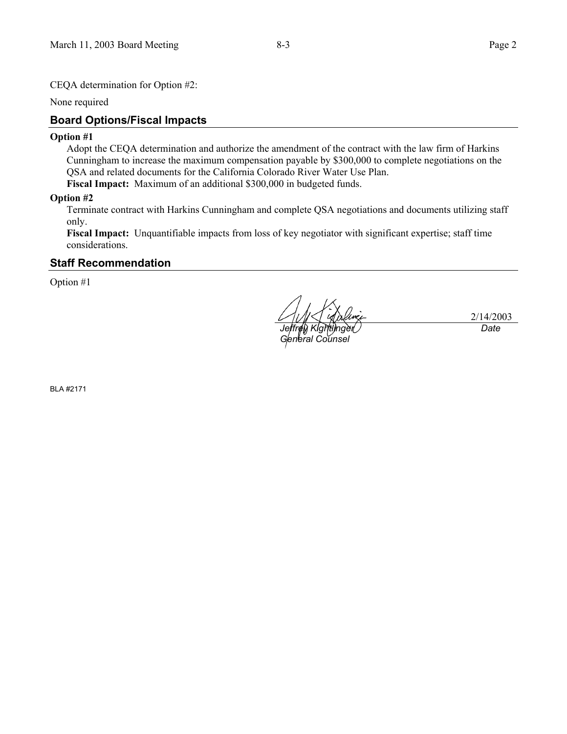CEQA determination for Option #2:

None required

## Board Options/Fiscal Impacts

**Option #1**

Adopt the CEQA determination and authorize the amendment of the contract with the law firm of Harkins Cunningham to increase the maximum compensation payable by $300,000 to complete negotiations on the QSA and related documents for the California Colorado River Water Use Plan.

**Fiscal Impact:** Maximum of an additional $300,000 in budgeted funds.

**Option #2**

Terminate contract with Harkins Cunningham and complete QSA negotiations and documents utilizing staff only.

**Fiscal Impact:** Unquantifiable impacts from loss of key negotiator with significant expertise; staff time considerations.

## Staff Recommendation

Option #1

| | |
|---|---|
| *Jeffrey Kightlinger*<br>*General Counsel* | 2/14/2003<br>*Date* |

BLA #2171